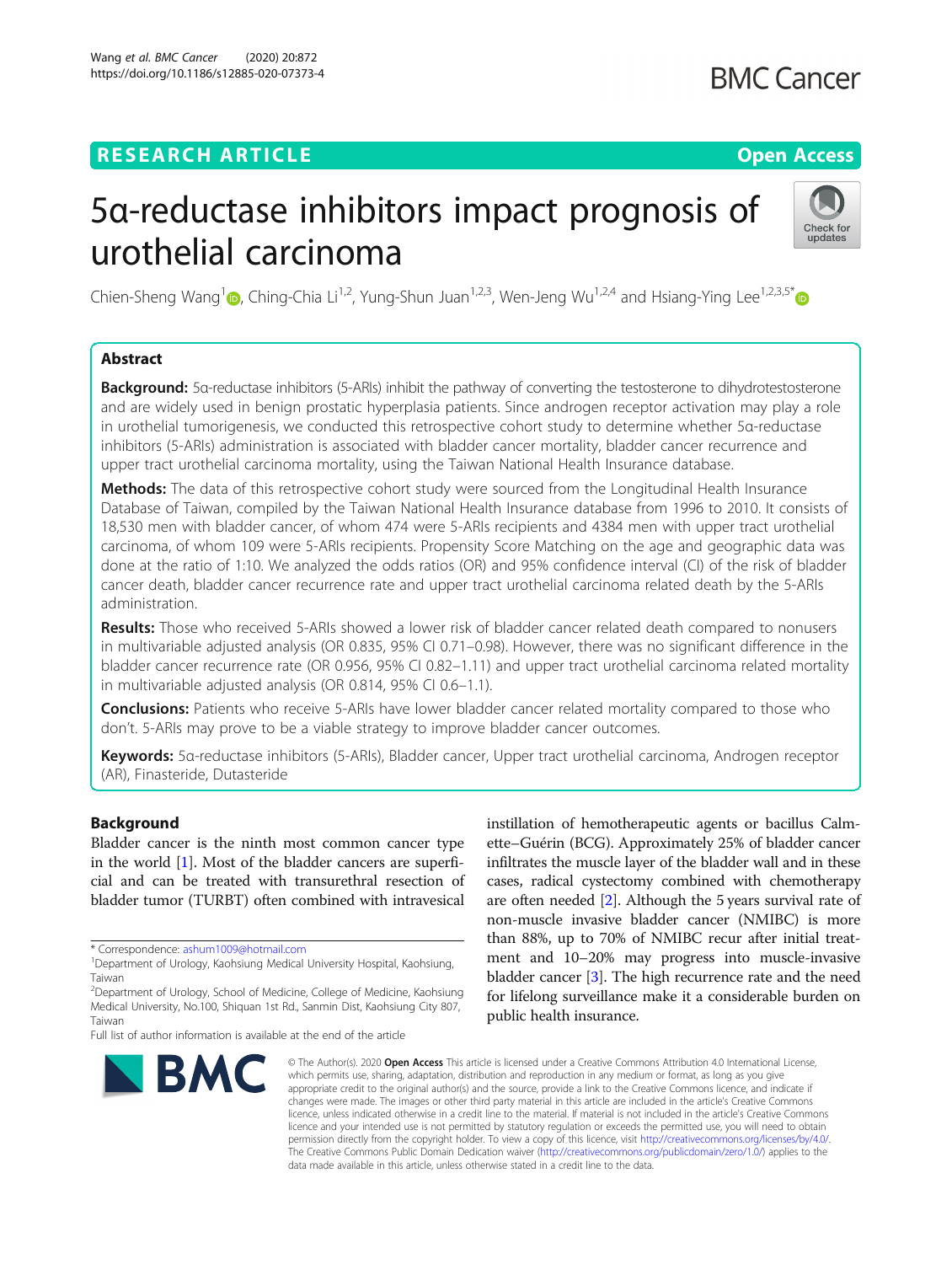RESEARCH ARTICLE

Open Access

# 5α-reductase inhibitors impact prognosis of urothelial carcinoma

Chien-Sheng Wang[1], Ching-Chia Li[1,2], Yung-Shun Juan[1,2,3], Wen-Jeng Wu[1,2,4] and Hsiang-Ying Lee[1,2,3,5*]

## Abstract

**Background:** 5α-reductase inhibitors (5-ARIs) inhibit the pathway of converting the testosterone to dihydrotestosterone and are widely used in benign prostatic hyperplasia patients. Since androgen receptor activation may play a role in urothelial tumorigenesis, we conducted this retrospective cohort study to determine whether 5α-reductase inhibitors (5-ARIs) administration is associated with bladder cancer mortality, bladder cancer recurrence and upper tract urothelial carcinoma mortality, using the Taiwan National Health Insurance database.

**Methods:** The data of this retrospective cohort study were sourced from the Longitudinal Health Insurance Database of Taiwan, compiled by the Taiwan National Health Insurance database from 1996 to 2010. It consists of 18,530 men with bladder cancer, of whom 474 were 5-ARIs recipients and 4384 men with upper tract urothelial carcinoma, of whom 109 were 5-ARIs recipients. Propensity Score Matching on the age and geographic data was done at the ratio of 1:10. We analyzed the odds ratios (OR) and 95% confidence interval (CI) of the risk of bladder cancer death, bladder cancer recurrence rate and upper tract urothelial carcinoma related death by the 5-ARIs administration.

**Results:** Those who received 5-ARIs showed a lower risk of bladder cancer related death compared to nonusers in multivariable adjusted analysis (OR 0.835, 95% CI 0.71–0.98). However, there was no significant difference in the bladder cancer recurrence rate (OR 0.956, 95% CI 0.82–1.11) and upper tract urothelial carcinoma related mortality in multivariable adjusted analysis (OR 0.814, 95% CI 0.6–1.1).

**Conclusions:** Patients who receive 5-ARIs have lower bladder cancer related mortality compared to those who don't. 5-ARIs may prove to be a viable strategy to improve bladder cancer outcomes.

**Keywords:** 5α-reductase inhibitors (5-ARIs), Bladder cancer, Upper tract urothelial carcinoma, Androgen receptor (AR), Finasteride, Dutasteride

## Background

Bladder cancer is the ninth most common cancer type in the world [1]. Most of the bladder cancers are superficial and can be treated with transurethral resection of bladder tumor (TURBT) often combined with intravesical instillation of hemotherapeutic agents or bacillus Calmette–Guérin (BCG). Approximately 25% of bladder cancer infiltrates the muscle layer of the bladder wall and in these cases, radical cystectomy combined with chemotherapy are often needed [2]. Although the 5 years survival rate of non-muscle invasive bladder cancer (NMIBC) is more than 88%, up to 70% of NMIBC recur after initial treatment and 10–20% may progress into muscle-invasive bladder cancer [3]. The high recurrence rate and the need for lifelong surveillance make it a considerable burden on public health insurance.

* Correspondence: ashum1009@hotmail.com
[1]Department of Urology, Kaohsiung Medical University Hospital, Kaohsiung, Taiwan
[2]Department of Urology, School of Medicine, College of Medicine, Kaohsiung Medical University, No.100, Shiquan 1st Rd., Sanmin Dist, Kaohsiung City 807, Taiwan
Full list of author information is available at the end of the article

© The Author(s). 2020 **Open Access** This article is licensed under a Creative Commons Attribution 4.0 International License, which permits use, sharing, adaptation, distribution and reproduction in any medium or format, as long as you give appropriate credit to the original author(s) and the source, provide a link to the Creative Commons licence, and indicate if changes were made. The images or other third party material in this article are included in the article's Creative Commons licence, unless indicated otherwise in a credit line to the material. If material is not included in the article's Creative Commons licence and your intended use is not permitted by statutory regulation or exceeds the permitted use, you will need to obtain permission directly from the copyright holder. To view a copy of this licence, visit http://creativecommons.org/licenses/by/4.0/. The Creative Commons Public Domain Dedication waiver (http://creativecommons.org/publicdomain/zero/1.0/) applies to the data made available in this article, unless otherwise stated in a credit line to the data.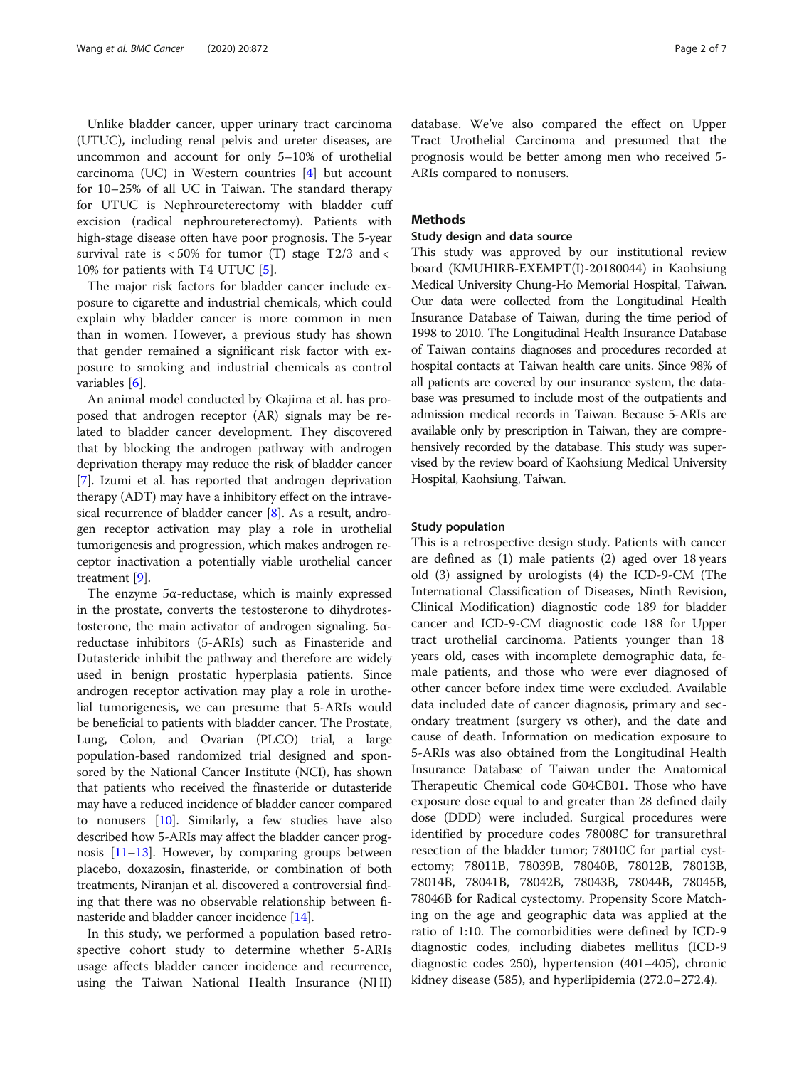Unlike bladder cancer, upper urinary tract carcinoma (UTUC), including renal pelvis and ureter diseases, are uncommon and account for only 5–10% of urothelial carcinoma (UC) in Western countries [4] but account for 10–25% of all UC in Taiwan. The standard therapy for UTUC is Nephroureterectomy with bladder cuff excision (radical nephroureterectomy). Patients with high-stage disease often have poor prognosis. The 5-year survival rate is < 50% for tumor (T) stage T2/3 and < 10% for patients with T4 UTUC [5].

The major risk factors for bladder cancer include exposure to cigarette and industrial chemicals, which could explain why bladder cancer is more common in men than in women. However, a previous study has shown that gender remained a significant risk factor with exposure to smoking and industrial chemicals as control variables [6].

An animal model conducted by Okajima et al. has proposed that androgen receptor (AR) signals may be related to bladder cancer development. They discovered that by blocking the androgen pathway with androgen deprivation therapy may reduce the risk of bladder cancer [7]. Izumi et al. has reported that androgen deprivation therapy (ADT) may have a inhibitory effect on the intravesical recurrence of bladder cancer [8]. As a result, androgen receptor activation may play a role in urothelial tumorigenesis and progression, which makes androgen receptor inactivation a potentially viable urothelial cancer treatment [9].

The enzyme 5α-reductase, which is mainly expressed in the prostate, converts the testosterone to dihydrotestosterone, the main activator of androgen signaling. 5α-reductase inhibitors (5-ARIs) such as Finasteride and Dutasteride inhibit the pathway and therefore are widely used in benign prostatic hyperplasia patients. Since androgen receptor activation may play a role in urothelial tumorigenesis, we can presume that 5-ARIs would be beneficial to patients with bladder cancer. The Prostate, Lung, Colon, and Ovarian (PLCO) trial, a large population-based randomized trial designed and sponsored by the National Cancer Institute (NCI), has shown that patients who received the finasteride or dutasteride may have a reduced incidence of bladder cancer compared to nonusers [10]. Similarly, a few studies have also described how 5-ARIs may affect the bladder cancer prognosis [11–13]. However, by comparing groups between placebo, doxazosin, finasteride, or combination of both treatments, Niranjan et al. discovered a controversial finding that there was no observable relationship between finasteride and bladder cancer incidence [14].

In this study, we performed a population based retrospective cohort study to determine whether 5-ARIs usage affects bladder cancer incidence and recurrence, using the Taiwan National Health Insurance (NHI) database. We've also compared the effect on Upper Tract Urothelial Carcinoma and presumed that the prognosis would be better among men who received 5-ARIs compared to nonusers.

## Methods

### Study design and data source

This study was approved by our institutional review board (KMUHIRB-EXEMPT(I)-20180044) in Kaohsiung Medical University Chung-Ho Memorial Hospital, Taiwan. Our data were collected from the Longitudinal Health Insurance Database of Taiwan, during the time period of 1998 to 2010. The Longitudinal Health Insurance Database of Taiwan contains diagnoses and procedures recorded at hospital contacts at Taiwan health care units. Since 98% of all patients are covered by our insurance system, the database was presumed to include most of the outpatients and admission medical records in Taiwan. Because 5-ARIs are available only by prescription in Taiwan, they are comprehensively recorded by the database. This study was supervised by the review board of Kaohsiung Medical University Hospital, Kaohsiung, Taiwan.

### Study population

This is a retrospective design study. Patients with cancer are defined as (1) male patients (2) aged over 18 years old (3) assigned by urologists (4) the ICD-9-CM (The International Classification of Diseases, Ninth Revision, Clinical Modification) diagnostic code 189 for bladder cancer and ICD-9-CM diagnostic code 188 for Upper tract urothelial carcinoma. Patients younger than 18 years old, cases with incomplete demographic data, female patients, and those who were ever diagnosed of other cancer before index time were excluded. Available data included date of cancer diagnosis, primary and secondary treatment (surgery vs other), and the date and cause of death. Information on medication exposure to 5-ARIs was also obtained from the Longitudinal Health Insurance Database of Taiwan under the Anatomical Therapeutic Chemical code G04CB01. Those who have exposure dose equal to and greater than 28 defined daily dose (DDD) were included. Surgical procedures were identified by procedure codes 78008C for transurethral resection of the bladder tumor; 78010C for partial cystectomy; 78011B, 78039B, 78040B, 78012B, 78013B, 78014B, 78041B, 78042B, 78043B, 78044B, 78045B, 78046B for Radical cystectomy. Propensity Score Matching on the age and geographic data was applied at the ratio of 1:10. The comorbidities were defined by ICD-9 diagnostic codes, including diabetes mellitus (ICD-9 diagnostic codes 250), hypertension (401–405), chronic kidney disease (585), and hyperlipidemia (272.0–272.4).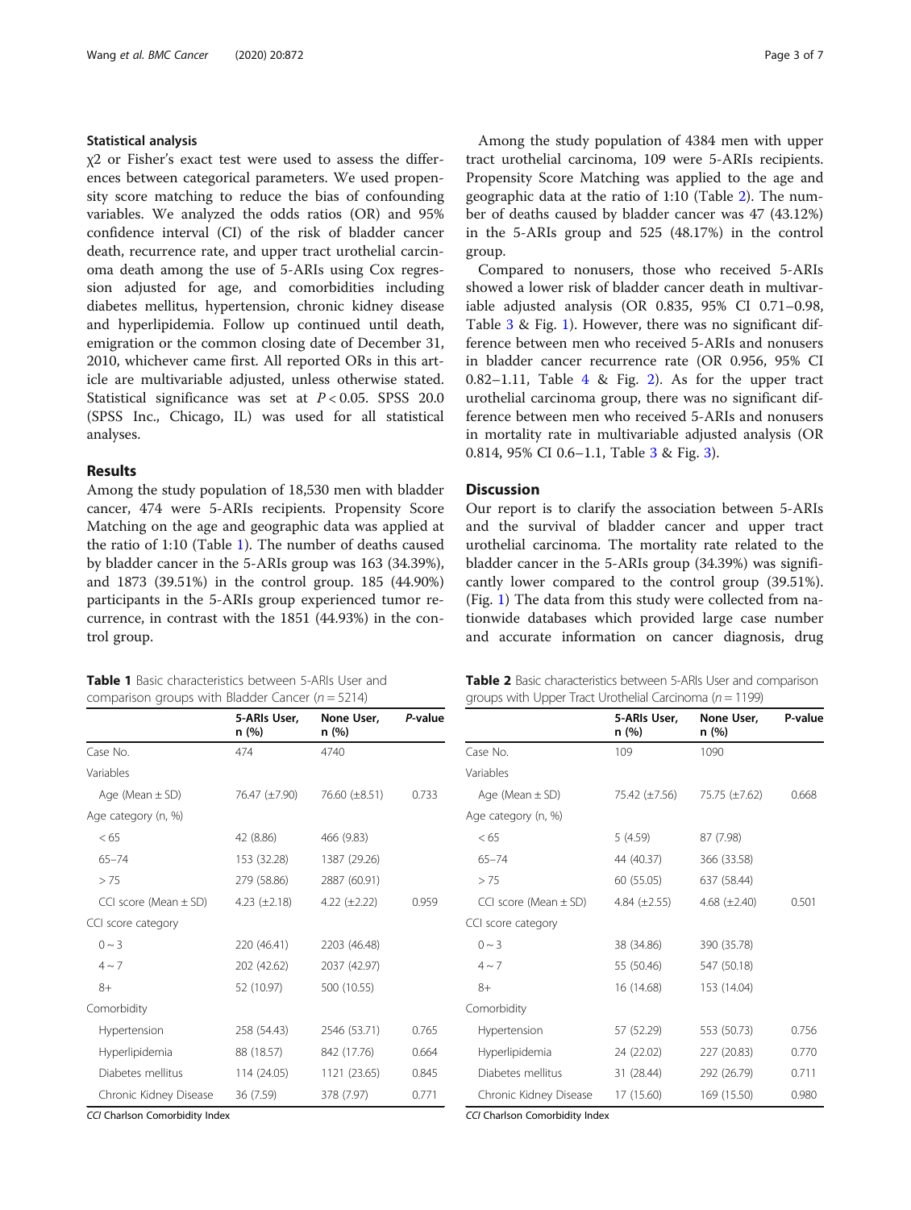### Statistical analysis

$\chi 2$ or Fisher's exact test were used to assess the differences between categorical parameters. We used propensity score matching to reduce the bias of confounding variables. We analyzed the odds ratios (OR) and 95% confidence interval (CI) of the risk of bladder cancer death, recurrence rate, and upper tract urothelial carcinoma death among the use of 5-ARIs using Cox regression adjusted for age, and comorbidities including diabetes mellitus, hypertension, chronic kidney disease and hyperlipidemia. Follow up continued until death, emigration or the common closing date of December 31, 2010, whichever came first. All reported ORs in this article are multivariable adjusted, unless otherwise stated. Statistical significance was set at $P < 0.05$. SPSS 20.0 (SPSS Inc., Chicago, IL) was used for all statistical analyses.

## Results

Among the study population of 18,530 men with bladder cancer, 474 were 5-ARIs recipients. Propensity Score Matching on the age and geographic data was applied at the ratio of 1:10 (Table 1). The number of deaths caused by bladder cancer in the 5-ARIs group was 163 (34.39%), and 1873 (39.51%) in the control group. 185 (44.90%) participants in the 5-ARIs group experienced tumor recurrence, in contrast with the 1851 (44.93%) in the control group.

**Table 1** Basic characteristics between 5-ARIs User and comparison groups with Bladder Cancer ($n = 5214$)

| | 5-ARIs User, n (%) | None User, n (%) | *P*-value |
|---|---|---|---|
| Case No. | 474 | 4740 | |
| Variables | | | |
| Age (Mean ± SD) | 76.47 (±7.90) | 76.60 (±8.51) | 0.733 |
| Age category (n, %) | | | |
| < 65 | 42 (8.86) | 466 (9.83) | |
| 65–74 | 153 (32.28) | 1387 (29.26) | |
| > 75 | 279 (58.86) | 2887 (60.91) | |
| CCI score (Mean ± SD) | 4.23 (±2.18) | 4.22 (±2.22) | 0.959 |
| CCI score category | | | |
| 0 ~ 3 | 220 (46.41) | 2203 (46.48) | |
| 4 ~ 7 | 202 (42.62) | 2037 (42.97) | |
| 8+ | 52 (10.97) | 500 (10.55) | |
| Comorbidity | | | |
| Hypertension | 258 (54.43) | 2546 (53.71) | 0.765 |
| Hyperlipidemia | 88 (18.57) | 842 (17.76) | 0.664 |
| Diabetes mellitus | 114 (24.05) | 1121 (23.65) | 0.845 |
| Chronic Kidney Disease | 36 (7.59) | 378 (7.97) | 0.771 |

*CCI* Charlson Comorbidity Index

Among the study population of 4384 men with upper tract urothelial carcinoma, 109 were 5-ARIs recipients. Propensity Score Matching was applied to the age and geographic data at the ratio of 1:10 (Table 2). The number of deaths caused by bladder cancer was 47 (43.12%) in the 5-ARIs group and 525 (48.17%) in the control group.

Compared to nonusers, those who received 5-ARIs showed a lower risk of bladder cancer death in multivariable adjusted analysis (OR 0.835, 95% CI 0.71–0.98, Table 3 & Fig. 1). However, there was no significant difference between men who received 5-ARIs and nonusers in bladder cancer recurrence rate (OR 0.956, 95% CI 0.82–1.11, Table 4 & Fig. 2). As for the upper tract urothelial carcinoma group, there was no significant difference between men who received 5-ARIs and nonusers in mortality rate in multivariable adjusted analysis (OR 0.814, 95% CI 0.6–1.1, Table 3 & Fig. 3).

**Table 2** Basic characteristics between 5-ARIs User and comparison groups with Upper Tract Urothelial Carcinoma ($n = 1199$)

| | 5-ARIs User, n (%) | None User, n (%) | P-value |
|---|---|---|---|
| Case No. | 109 | 1090 | |
| Variables | | | |
| Age (Mean ± SD) | 75.42 (±7.56) | 75.75 (±7.62) | 0.668 |
| Age category (n, %) | | | |
| < 65 | 5 (4.59) | 87 (7.98) | |
| 65–74 | 44 (40.37) | 366 (33.58) | |
| > 75 | 60 (55.05) | 637 (58.44) | |
| CCI score (Mean ± SD) | 4.84 (±2.55) | 4.68 (±2.40) | 0.501 |
| CCI score category | | | |
| 0 ~ 3 | 38 (34.86) | 390 (35.78) | |
| 4 ~ 7 | 55 (50.46) | 547 (50.18) | |
| 8+ | 16 (14.68) | 153 (14.04) | |
| Comorbidity | | | |
| Hypertension | 57 (52.29) | 553 (50.73) | 0.756 |
| Hyperlipidemia | 24 (22.02) | 227 (20.83) | 0.770 |
| Diabetes mellitus | 31 (28.44) | 292 (26.79) | 0.711 |
| Chronic Kidney Disease | 17 (15.60) | 169 (15.50) | 0.980 |

*CCI* Charlson Comorbidity Index

## Discussion

Our report is to clarify the association between 5-ARIs and the survival of bladder cancer and upper tract urothelial carcinoma. The mortality rate related to the bladder cancer in the 5-ARIs group (34.39%) was significantly lower compared to the control group (39.51%). (Fig. 1) The data from this study were collected from nationwide databases which provided large case number and accurate information on cancer diagnosis, drug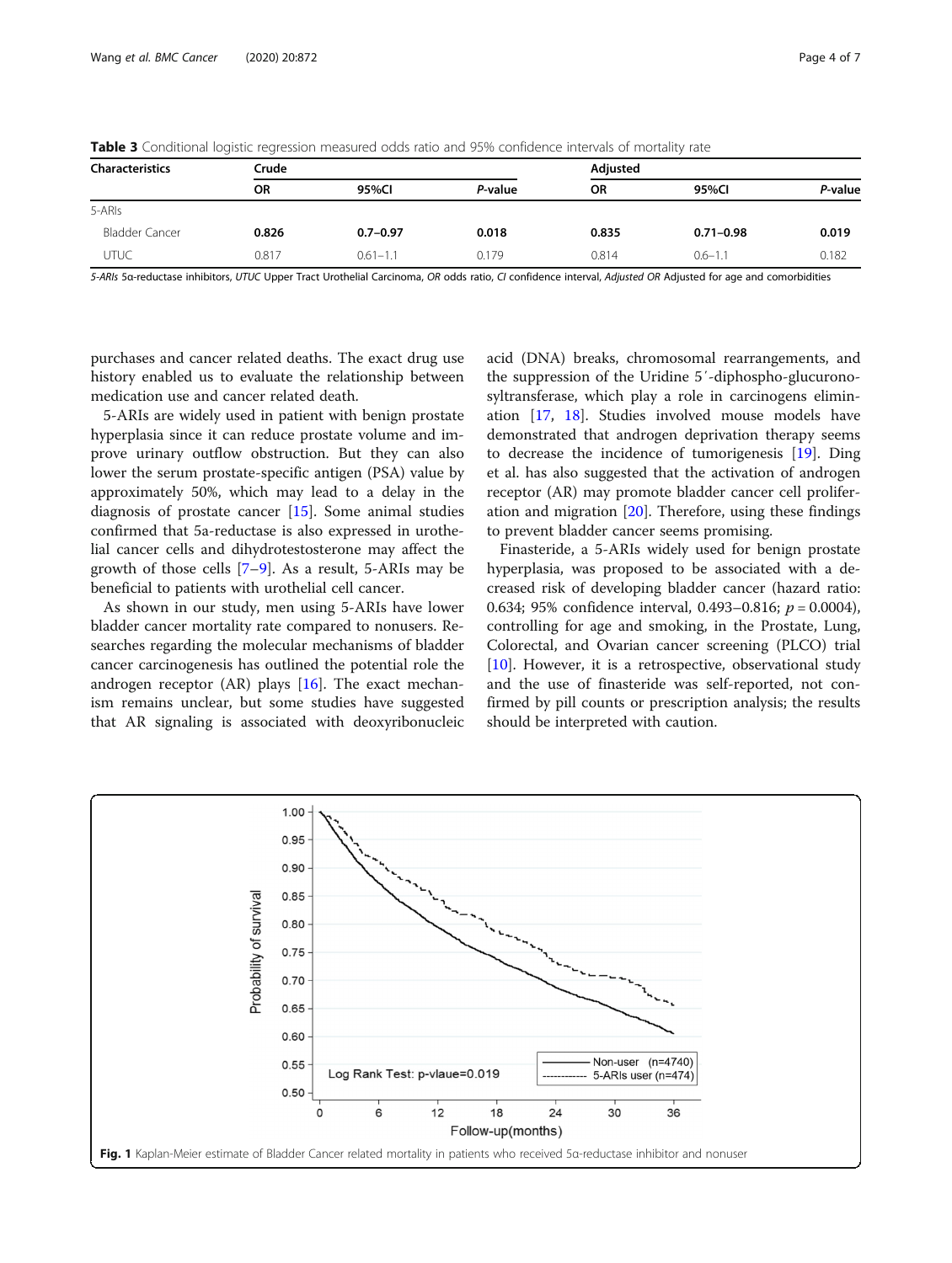**Table 3** Conditional logistic regression measured odds ratio and 95% confidence intervals of mortality rate

| Characteristics | Crude | | | Adjusted | | |
|---|---|---|---|---|---|---|
| | OR | 95%CI | *P*-value | OR | 95%CI | *P*-value |
| 5-ARIs | | | | | | |
| Bladder Cancer | **0.826** | **0.7–0.97** | **0.018** | **0.835** | **0.71–0.98** | **0.019** |
| UTUC | 0.817 | 0.61–1.1 | 0.179 | 0.814 | 0.6–1.1 | 0.182 |

*5-ARIs* 5α-reductase inhibitors, *UTUC* Upper Tract Urothelial Carcinoma, *OR* odds ratio, *CI* confidence interval, *Adjusted OR* Adjusted for age and comorbidities

purchases and cancer related deaths. The exact drug use history enabled us to evaluate the relationship between medication use and cancer related death.

5-ARIs are widely used in patient with benign prostate hyperplasia since it can reduce prostate volume and improve urinary outflow obstruction. But they can also lower the serum prostate-specific antigen (PSA) value by approximately 50%, which may lead to a delay in the diagnosis of prostate cancer [15]. Some animal studies confirmed that 5a-reductase is also expressed in urothelial cancer cells and dihydrotestosterone may affect the growth of those cells [7–9]. As a result, 5-ARIs may be beneficial to patients with urothelial cell cancer.

As shown in our study, men using 5-ARIs have lower bladder cancer mortality rate compared to nonusers. Researches regarding the molecular mechanisms of bladder cancer carcinogenesis has outlined the potential role the androgen receptor (AR) plays [16]. The exact mechanism remains unclear, but some studies have suggested that AR signaling is associated with deoxyribonucleic acid (DNA) breaks, chromosomal rearrangements, and the suppression of the Uridine 5′-diphospho-glucuronosyltransferase, which play a role in carcinogens elimination [17, 18]. Studies involved mouse models have demonstrated that androgen deprivation therapy seems to decrease the incidence of tumorigenesis [19]. Ding et al. has also suggested that the activation of androgen receptor (AR) may promote bladder cancer cell proliferation and migration [20]. Therefore, using these findings to prevent bladder cancer seems promising.

Finasteride, a 5-ARIs widely used for benign prostate hyperplasia, was proposed to be associated with a decreased risk of developing bladder cancer (hazard ratio: 0.634; 95% confidence interval, 0.493–0.816; $p = 0.0004$), controlling for age and smoking, in the Prostate, Lung, Colorectal, and Ovarian cancer screening (PLCO) trial [10]. However, it is a retrospective, observational study and the use of finasteride was self-reported, not confirmed by pill counts or prescription analysis; the results should be interpreted with caution.

**Fig. 1** Kaplan-Meier estimate of Bladder Cancer related mortality in patients who received 5α-reductase inhibitor and nonuser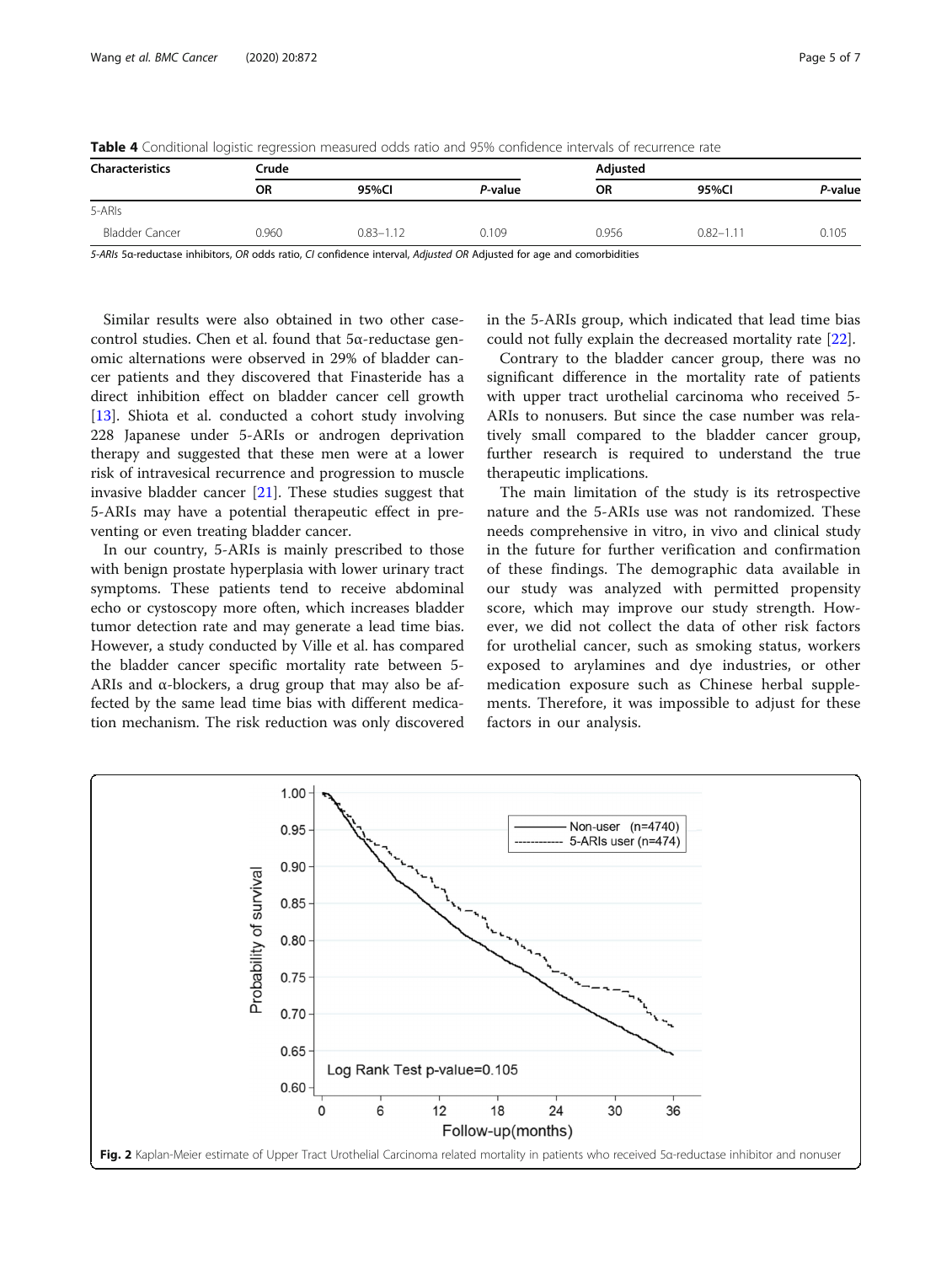**Table 4** Conditional logistic regression measured odds ratio and 95% confidence intervals of recurrence rate

| Characteristics | Crude | | | Adjusted | | |
|---|---|---|---|---|---|---|
| | OR | 95%CI | *P*-value | OR | 95%CI | *P*-value |
| 5-ARIs | | | | | | |
| Bladder Cancer | 0.960 | 0.83–1.12 | 0.109 | 0.956 | 0.82–1.11 | 0.105 |

*5-ARIs* 5α-reductase inhibitors, *OR* odds ratio, *CI* confidence interval, *Adjusted OR* Adjusted for age and comorbidities

Similar results were also obtained in two other case-control studies. Chen et al. found that 5α-reductase genomic alternations were observed in 29% of bladder cancer patients and they discovered that Finasteride has a direct inhibition effect on bladder cancer cell growth [13]. Shiota et al. conducted a cohort study involving 228 Japanese under 5-ARIs or androgen deprivation therapy and suggested that these men were at a lower risk of intravesical recurrence and progression to muscle invasive bladder cancer [21]. These studies suggest that 5-ARIs may have a potential therapeutic effect in preventing or even treating bladder cancer.

In our country, 5-ARIs is mainly prescribed to those with benign prostate hyperplasia with lower urinary tract symptoms. These patients tend to receive abdominal echo or cystoscopy more often, which increases bladder tumor detection rate and may generate a lead time bias. However, a study conducted by Ville et al. has compared the bladder cancer specific mortality rate between 5-ARIs and α-blockers, a drug group that may also be affected by the same lead time bias with different medication mechanism. The risk reduction was only discovered in the 5-ARIs group, which indicated that lead time bias could not fully explain the decreased mortality rate [22].

Contrary to the bladder cancer group, there was no significant difference in the mortality rate of patients with upper tract urothelial carcinoma who received 5-ARIs to nonusers. But since the case number was relatively small compared to the bladder cancer group, further research is required to understand the true therapeutic implications.

The main limitation of the study is its retrospective nature and the 5-ARIs use was not randomized. These needs comprehensive in vitro, in vivo and clinical study in the future for further verification and confirmation of these findings. The demographic data available in our study was analyzed with permitted propensity score, which may improve our study strength. However, we did not collect the data of other risk factors for urothelial cancer, such as smoking status, workers exposed to arylamines and dye industries, or other medication exposure such as Chinese herbal supplements. Therefore, it was impossible to adjust for these factors in our analysis.

**Fig. 2** Kaplan-Meier estimate of Upper Tract Urothelial Carcinoma related mortality in patients who received 5α-reductase inhibitor and nonuser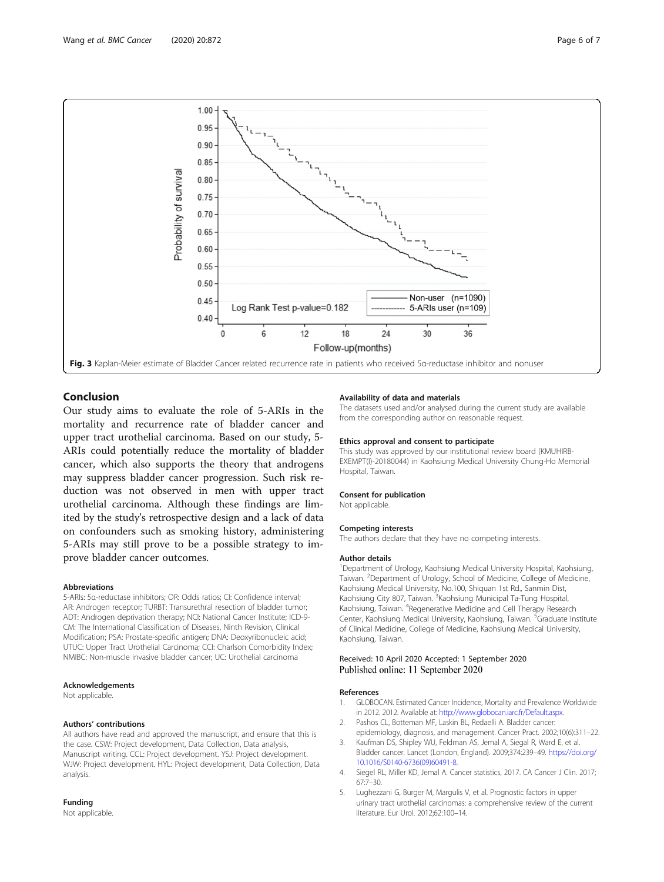Fig. 3 Kaplan-Meier estimate of Bladder Cancer related recurrence rate in patients who received 5α-reductase inhibitor and nonuser

## Conclusion

Our study aims to evaluate the role of 5-ARIs in the mortality and recurrence rate of bladder cancer and upper tract urothelial carcinoma. Based on our study, 5-ARIs could potentially reduce the mortality of bladder cancer, which also supports the theory that androgens may suppress bladder cancer progression. Such risk reduction was not observed in men with upper tract urothelial carcinoma. Although these findings are limited by the study's retrospective design and a lack of data on confounders such as smoking history, administering 5-ARIs may still prove to be a possible strategy to improve bladder cancer outcomes.

### Abbreviations

5-ARIs: 5α-reductase inhibitors; OR: Odds ratios; CI: Confidence interval; AR: Androgen receptor; TURBT: Transurethral resection of bladder tumor; ADT: Androgen deprivation therapy; NCI: National Cancer Institute; ICD-9-CM: The International Classification of Diseases, Ninth Revision, Clinical Modification; PSA: Prostate-specific antigen; DNA: Deoxyribonucleic acid; UTUC: Upper Tract Urothelial Carcinoma; CCI: Charlson Comorbidity Index; NMIBC: Non-muscle invasive bladder cancer; UC: Urothelial carcinoma

### Acknowledgements

Not applicable.

### Authors' contributions

All authors have read and approved the manuscript, and ensure that this is the case. CSW: Project development, Data Collection, Data analysis, Manuscript writing. CCL: Project development. YSJ: Project development. WJW: Project development. HYL: Project development, Data Collection, Data analysis.

### Funding

Not applicable.

### Availability of data and materials

The datasets used and/or analysed during the current study are available from the corresponding author on reasonable request.

### Ethics approval and consent to participate

This study was approved by our institutional review board (KMUHIRB-EXEMPT(I)-20180044) in Kaohsiung Medical University Chung-Ho Memorial Hospital, Taiwan.

### Consent for publication

Not applicable.

### Competing interests

The authors declare that they have no competing interests.

### Author details

[1]Department of Urology, Kaohsiung Medical University Hospital, Kaohsiung, Taiwan. [2]Department of Urology, School of Medicine, College of Medicine, Kaohsiung Medical University, No.100, Shiquan 1st Rd., Sanmin Dist, Kaohsiung City 807, Taiwan. [3]Kaohsiung Municipal Ta-Tung Hospital, Kaohsiung, Taiwan. [4]Regenerative Medicine and Cell Therapy Research Center, Kaohsiung Medical University, Kaohsiung, Taiwan. [5]Graduate Institute of Clinical Medicine, College of Medicine, Kaohsiung Medical University, Kaohsiung, Taiwan.

Received: 10 April 2020 Accepted: 1 September 2020
Published online: 11 September 2020

### References

1. GLOBOCAN. Estimated Cancer Incidence, Mortality and Prevalence Worldwide in 2012. 2012. Available at: http://www.globocan.iarc.fr/Default.aspx.
2. Pashos CL, Botteman MF, Laskin BL, Redaelli A. Bladder cancer: epidemiology, diagnosis, and management. Cancer Pract. 2002;10(6):311–22.
3. Kaufman DS, Shipley WU, Feldman AS, Jemal A, Siegal R, Ward E, et al. Bladder cancer. Lancet (London, England). 2009;374:239–49. https://doi.org/10.1016/S0140-6736(09)60491-8.
4. Siegel RL, Miller KD, Jemal A. Cancer statistics, 2017. CA Cancer J Clin. 2017;67:7–30.
5. Lughezzani G, Burger M, Margulis V, et al. Prognostic factors in upper urinary tract urothelial carcinomas: a comprehensive review of the current literature. Eur Urol. 2012;62:100–14.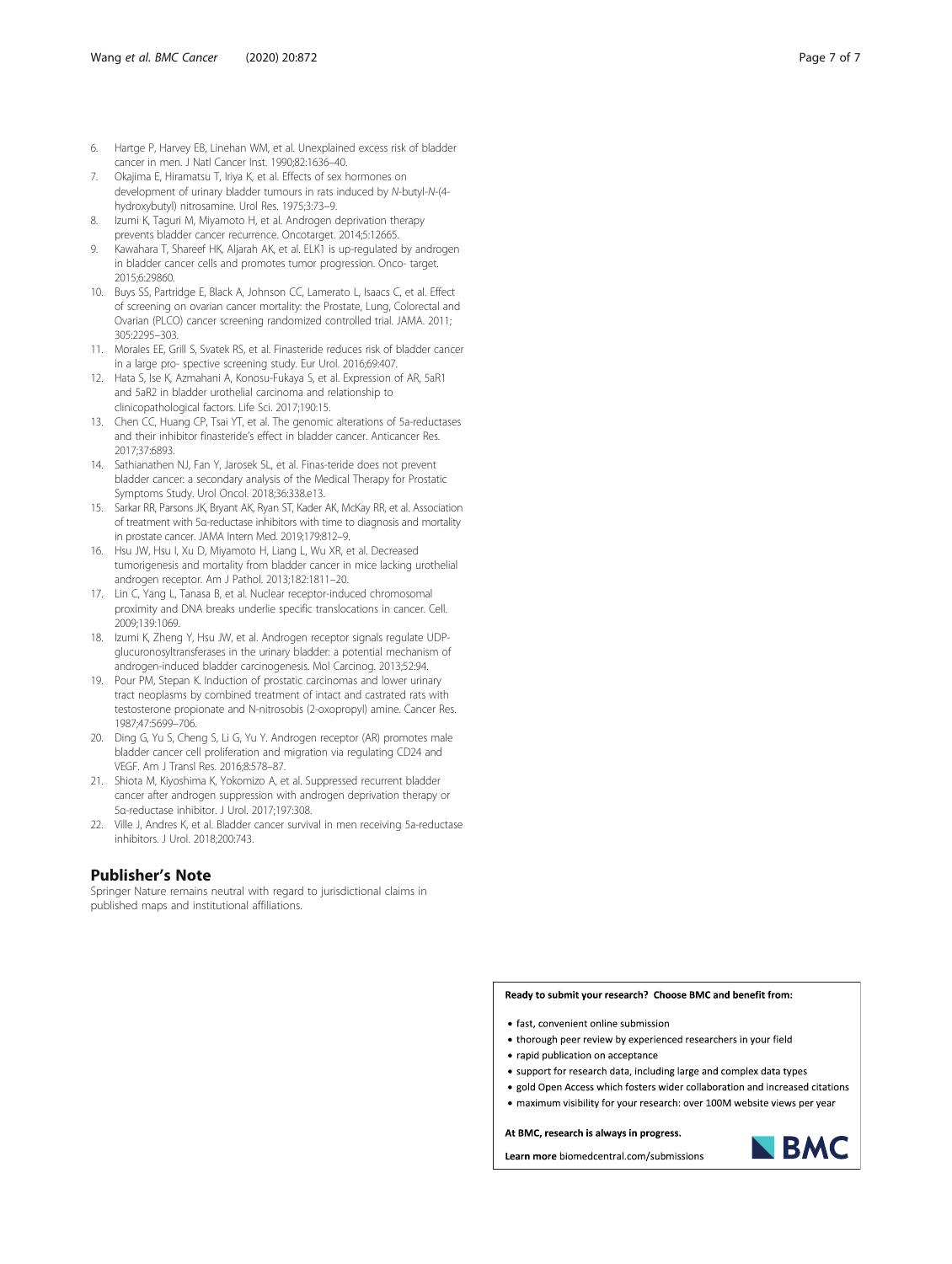6. Hartge P, Harvey EB, Linehan WM, et al. Unexplained excess risk of bladder cancer in men. J Natl Cancer Inst. 1990;82:1636–40.
7. Okajima E, Hiramatsu T, Iriya K, et al. Effects of sex hormones on development of urinary bladder tumours in rats induced by *N*-butyl-*N*-(4-hydroxybutyl) nitrosamine. Urol Res. 1975;3:73–9.
8. Izumi K, Taguri M, Miyamoto H, et al. Androgen deprivation therapy prevents bladder cancer recurrence. Oncotarget. 2014;5:12665.
9. Kawahara T, Shareef HK, Aljarah AK, et al. ELK1 is up-regulated by androgen in bladder cancer cells and promotes tumor progression. Onco- target. 2015;6:29860.
10. Buys SS, Partridge E, Black A, Johnson CC, Lamerato L, Isaacs C, et al. Effect of screening on ovarian cancer mortality: the Prostate, Lung, Colorectal and Ovarian (PLCO) cancer screening randomized controlled trial. JAMA. 2011; 305:2295–303.
11. Morales EE, Grill S, Svatek RS, et al. Finasteride reduces risk of bladder cancer in a large pro- spective screening study. Eur Urol. 2016;69:407.
12. Hata S, Ise K, Azmahani A, Konosu-Fukaya S, et al. Expression of AR, 5aR1 and 5aR2 in bladder urothelial carcinoma and relationship to clinicopathological factors. Life Sci. 2017;190:15.
13. Chen CC, Huang CP, Tsai YT, et al. The genomic alterations of 5a-reductases and their inhibitor finasteride's effect in bladder cancer. Anticancer Res. 2017;37:6893.
14. Sathianathen NJ, Fan Y, Jarosek SL, et al. Finas-teride does not prevent bladder cancer: a secondary analysis of the Medical Therapy for Prostatic Symptoms Study. Urol Oncol. 2018;36:338.e13.
15. Sarkar RR, Parsons JK, Bryant AK, Ryan ST, Kader AK, McKay RR, et al. Association of treatment with 5α-reductase inhibitors with time to diagnosis and mortality in prostate cancer. JAMA Intern Med. 2019;179:812–9.
16. Hsu JW, Hsu I, Xu D, Miyamoto H, Liang L, Wu XR, et al. Decreased tumorigenesis and mortality from bladder cancer in mice lacking urothelial androgen receptor. Am J Pathol. 2013;182:1811–20.
17. Lin C, Yang L, Tanasa B, et al. Nuclear receptor-induced chromosomal proximity and DNA breaks underlie specific translocations in cancer. Cell. 2009;139:1069.
18. Izumi K, Zheng Y, Hsu JW, et al. Androgen receptor signals regulate UDP-glucuronosyltransferases in the urinary bladder: a potential mechanism of androgen-induced bladder carcinogenesis. Mol Carcinog. 2013;52:94.
19. Pour PM, Stepan K. Induction of prostatic carcinomas and lower urinary tract neoplasms by combined treatment of intact and castrated rats with testosterone propionate and N-nitrosobis (2-oxopropyl) amine. Cancer Res. 1987;47:5699–706.
20. Ding G, Yu S, Cheng S, Li G, Yu Y. Androgen receptor (AR) promotes male bladder cancer cell proliferation and migration via regulating CD24 and VEGF. Am J Transl Res. 2016;8:578–87.
21. Shiota M, Kiyoshima K, Yokomizo A, et al. Suppressed recurrent bladder cancer after androgen suppression with androgen deprivation therapy or 5α-reductase inhibitor. J Urol. 2017;197:308.
22. Ville J, Andres K, et al. Bladder cancer survival in men receiving 5a-reductase inhibitors. J Urol. 2018;200:743.

## Publisher's Note

Springer Nature remains neutral with regard to jurisdictional claims in published maps and institutional affiliations.

**Ready to submit your research? Choose BMC and benefit from:**

- fast, convenient online submission
- thorough peer review by experienced researchers in your field
- rapid publication on acceptance
- support for research data, including large and complex data types
- gold Open Access which fosters wider collaboration and increased citations
- maximum visibility for your research: over 100M website views per year

**At BMC, research is always in progress.**

**Learn more** biomedcentral.com/submissions